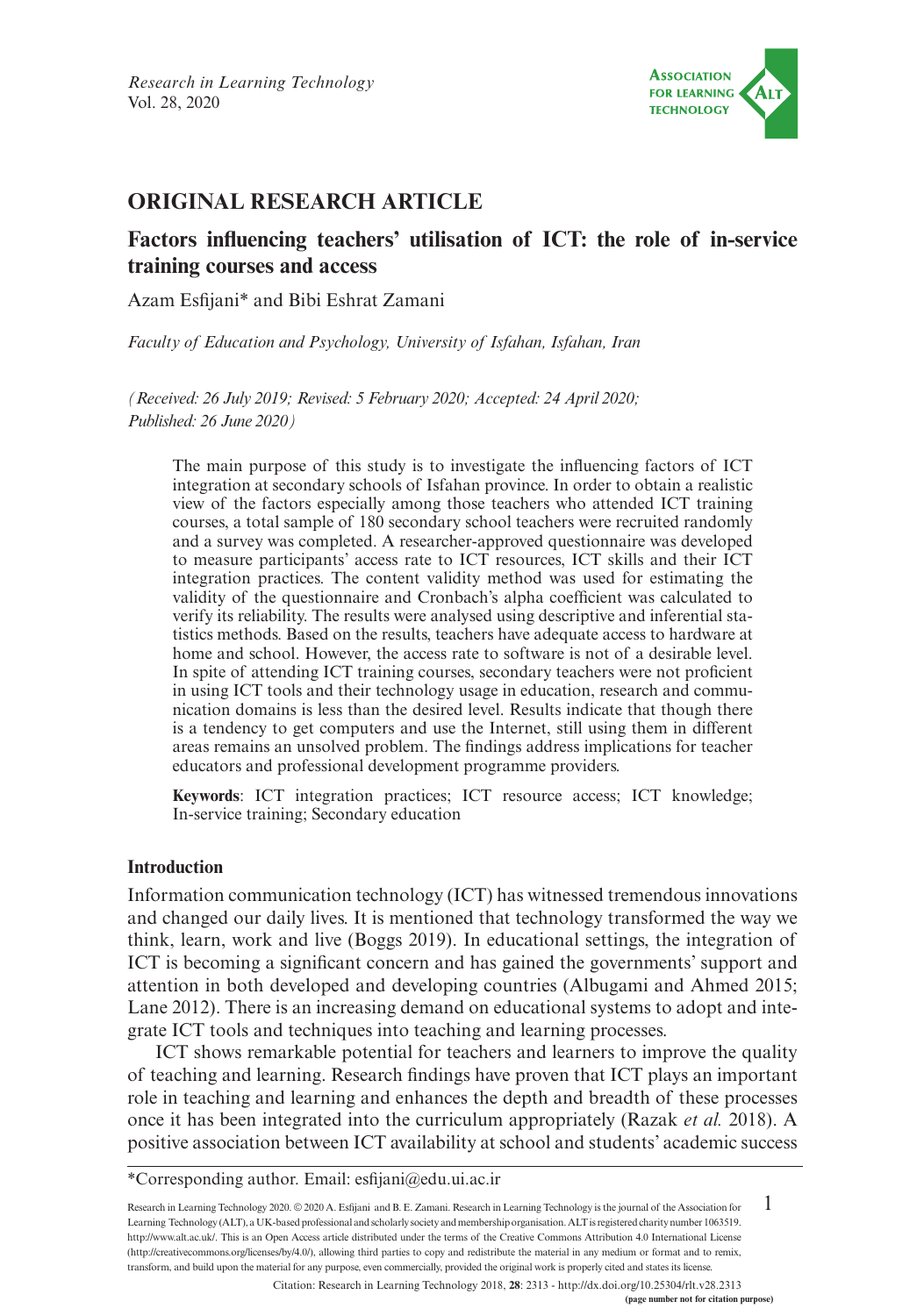## ORIGINAL RESEARCH ARTICLE

# Factors influencing teachers' utilisation of ICT: the role of in-service training courses and access

Azam Esfijani* and Bibi Eshrat Zamani

*Faculty of Education and Psychology, University of Isfahan, Isfahan, Iran*

*(Received: 26 July 2019; Revised: 5 February 2020; Accepted: 24 April 2020; Published: 26 June 2020)*

The main purpose of this study is to investigate the influencing factors of ICT integration at secondary schools of Isfahan province. In order to obtain a realistic view of the factors especially among those teachers who attended ICT training courses, a total sample of 180 secondary school teachers were recruited randomly and a survey was completed. A researcher-approved questionnaire was developed to measure participants' access rate to ICT resources, ICT skills and their ICT integration practices. The content validity method was used for estimating the validity of the questionnaire and Cronbach's alpha coefficient was calculated to verify its reliability. The results were analysed using descriptive and inferential statistics methods. Based on the results, teachers have adequate access to hardware at home and school. However, the access rate to software is not of a desirable level. In spite of attending ICT training courses, secondary teachers were not proficient in using ICT tools and their technology usage in education, research and communication domains is less than the desired level. Results indicate that though there is a tendency to get computers and use the Internet, still using them in different areas remains an unsolved problem. The findings address implications for teacher educators and professional development programme providers.

**Keywords**: ICT integration practices; ICT resource access; ICT knowledge; In-service training; Secondary education

### Introduction

Information communication technology (ICT) has witnessed tremendous innovations and changed our daily lives. It is mentioned that technology transformed the way we think, learn, work and live (Boggs 2019). In educational settings, the integration of ICT is becoming a significant concern and has gained the governments' support and attention in both developed and developing countries (Albugami and Ahmed 2015; Lane 2012). There is an increasing demand on educational systems to adopt and integrate ICT tools and techniques into teaching and learning processes.

ICT shows remarkable potential for teachers and learners to improve the quality of teaching and learning. Research findings have proven that ICT plays an important role in teaching and learning and enhances the depth and breadth of these processes once it has been integrated into the curriculum appropriately (Razak *et al.* 2018). A positive association between ICT availability at school and students' academic success

\*Corresponding author. Email: esfijani@edu.ui.ac.ir

Research in Learning Technology 2020. © 2020 A. Esfijani and B. E. Zamani. Research in Learning Technology is the journal of the Association for Learning Technology (ALT), a UK-based professional and scholarly society and membership organisation. ALT is registered charity number 1063519. http://www.alt.ac.uk/. This is an Open Access article distributed under the terms of the Creative Commons Attribution 4.0 International License (http://creativecommons.org/licenses/by/4.0/), allowing third parties to copy and redistribute the material in any medium or format and to remix, transform, and build upon the material for any purpose, even commercially, provided the original work is properly cited and states its license.

Citation: Research in Learning Technology 2018, **28**: 2313 - http://dx.doi.org/10.25304/rlt.v28.2313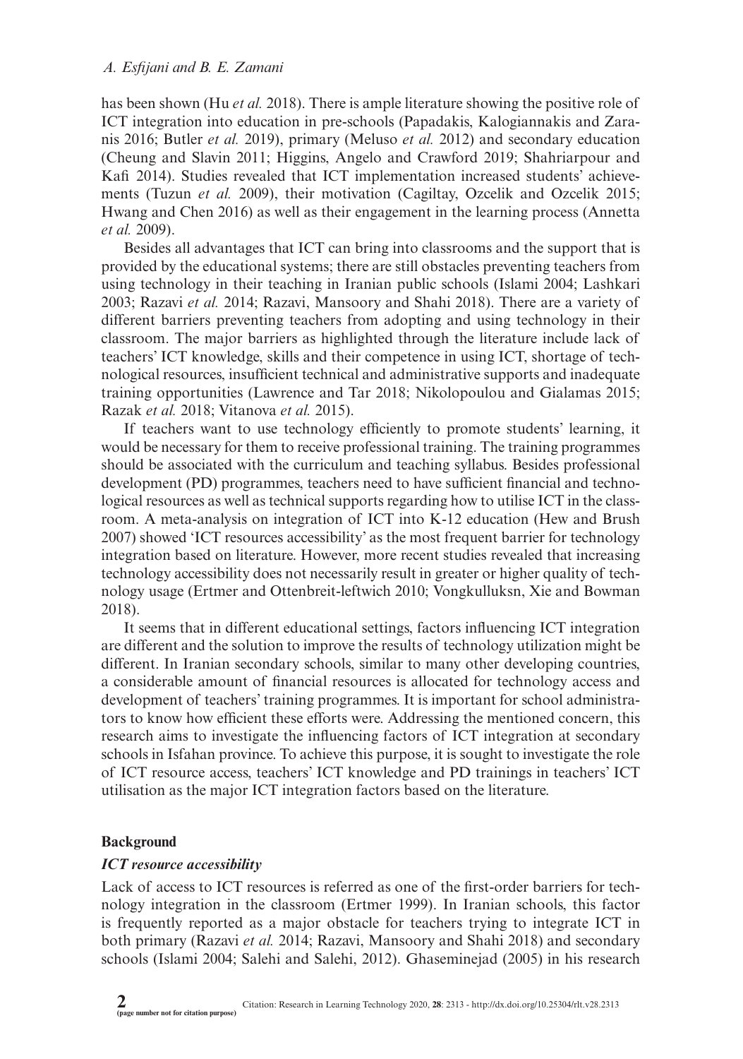has been shown (Hu *et al.* 2018). There is ample literature showing the positive role of ICT integration into education in pre-schools (Papadakis, Kalogiannakis and Zaranis 2016; Butler *et al.* 2019), primary (Meluso *et al.* 2012) and secondary education (Cheung and Slavin 2011; Higgins, Angelo and Crawford 2019; Shahriarpour and Kafi 2014). Studies revealed that ICT implementation increased students' achievements (Tuzun *et al.* 2009), their motivation (Cagiltay, Ozcelik and Ozcelik 2015; Hwang and Chen 2016) as well as their engagement in the learning process (Annetta *et al.* 2009).

Besides all advantages that ICT can bring into classrooms and the support that is provided by the educational systems; there are still obstacles preventing teachers from using technology in their teaching in Iranian public schools (Islami 2004; Lashkari 2003; Razavi *et al.* 2014; Razavi, Mansoory and Shahi 2018). There are a variety of different barriers preventing teachers from adopting and using technology in their classroom. The major barriers as highlighted through the literature include lack of teachers' ICT knowledge, skills and their competence in using ICT, shortage of technological resources, insufficient technical and administrative supports and inadequate training opportunities (Lawrence and Tar 2018; Nikolopoulou and Gialamas 2015; Razak *et al.* 2018; Vitanova *et al.* 2015).

If teachers want to use technology efficiently to promote students' learning, it would be necessary for them to receive professional training. The training programmes should be associated with the curriculum and teaching syllabus. Besides professional development (PD) programmes, teachers need to have sufficient financial and technological resources as well as technical supports regarding how to utilise ICT in the classroom. A meta-analysis on integration of ICT into K-12 education (Hew and Brush 2007) showed 'ICT resources accessibility' as the most frequent barrier for technology integration based on literature. However, more recent studies revealed that increasing technology accessibility does not necessarily result in greater or higher quality of technology usage (Ertmer and Ottenbreit-leftwich 2010; Vongkulluksn, Xie and Bowman 2018).

It seems that in different educational settings, factors influencing ICT integration are different and the solution to improve the results of technology utilization might be different. In Iranian secondary schools, similar to many other developing countries, a considerable amount of financial resources is allocated for technology access and development of teachers' training programmes. It is important for school administrators to know how efficient these efforts were. Addressing the mentioned concern, this research aims to investigate the influencing factors of ICT integration at secondary schools in Isfahan province. To achieve this purpose, it is sought to investigate the role of ICT resource access, teachers' ICT knowledge and PD trainings in teachers' ICT utilisation as the major ICT integration factors based on the literature.

## Background

### *ICT resource accessibility*

Lack of access to ICT resources is referred as one of the first-order barriers for technology integration in the classroom (Ertmer 1999). In Iranian schools, this factor is frequently reported as a major obstacle for teachers trying to integrate ICT in both primary (Razavi *et al.* 2014; Razavi, Mansoory and Shahi 2018) and secondary schools (Islami 2004; Salehi and Salehi, 2012). Ghaseminejad (2005) in his research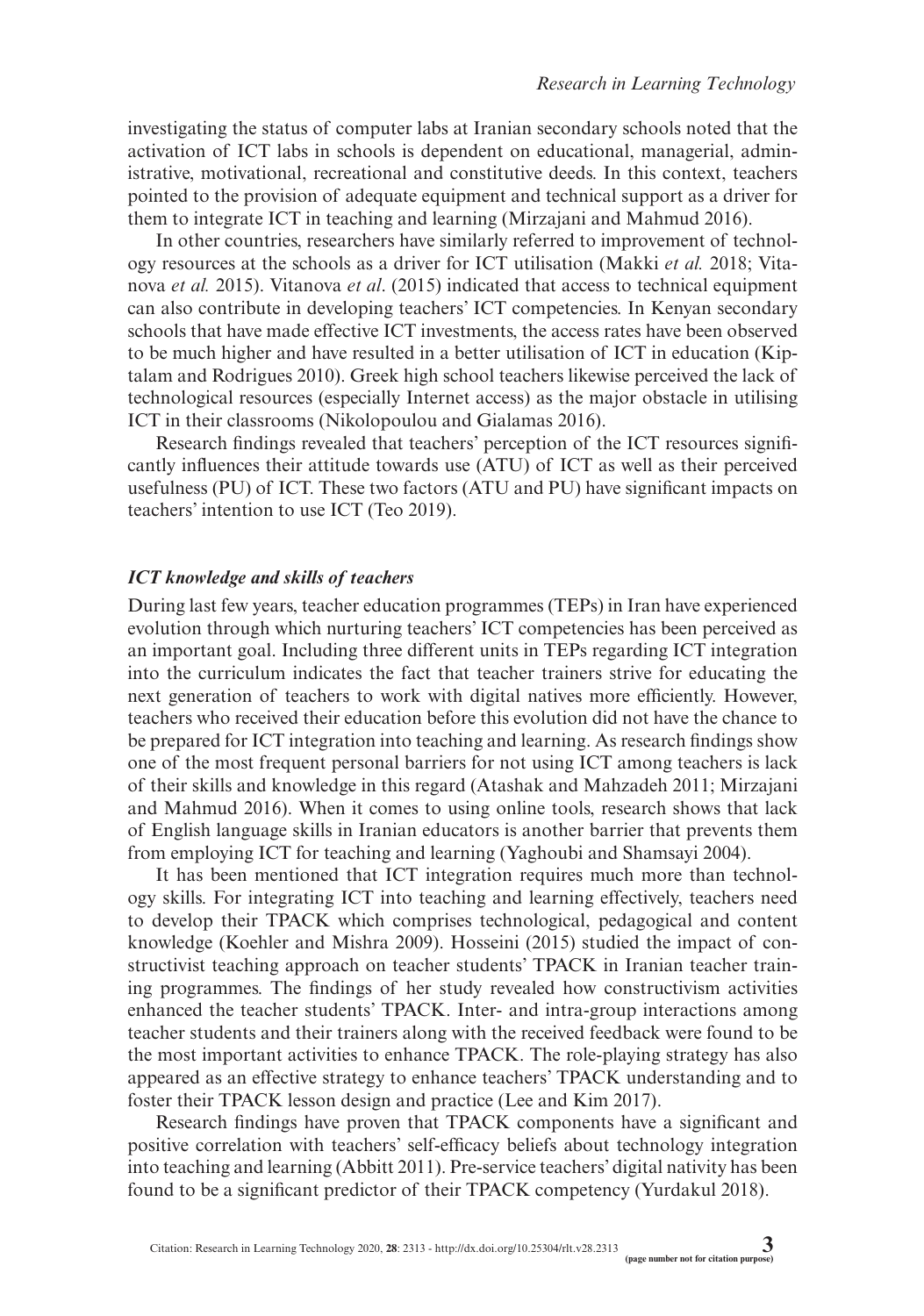investigating the status of computer labs at Iranian secondary schools noted that the activation of ICT labs in schools is dependent on educational, managerial, administrative, motivational, recreational and constitutive deeds. In this context, teachers pointed to the provision of adequate equipment and technical support as a driver for them to integrate ICT in teaching and learning (Mirzajani and Mahmud 2016).

In other countries, researchers have similarly referred to improvement of technology resources at the schools as a driver for ICT utilisation (Makki *et al.* 2018; Vitanova *et al.* 2015). Vitanova *et al*. (2015) indicated that access to technical equipment can also contribute in developing teachers' ICT competencies. In Kenyan secondary schools that have made effective ICT investments, the access rates have been observed to be much higher and have resulted in a better utilisation of ICT in education (Kiptalam and Rodrigues 2010). Greek high school teachers likewise perceived the lack of technological resources (especially Internet access) as the major obstacle in utilising ICT in their classrooms (Nikolopoulou and Gialamas 2016).

Research findings revealed that teachers' perception of the ICT resources significantly influences their attitude towards use (ATU) of ICT as well as their perceived usefulness (PU) of ICT. These two factors (ATU and PU) have significant impacts on teachers' intention to use ICT (Teo 2019).

### *ICT knowledge and skills of teachers*

During last few years, teacher education programmes (TEPs) in Iran have experienced evolution through which nurturing teachers' ICT competencies has been perceived as an important goal. Including three different units in TEPs regarding ICT integration into the curriculum indicates the fact that teacher trainers strive for educating the next generation of teachers to work with digital natives more efficiently. However, teachers who received their education before this evolution did not have the chance to be prepared for ICT integration into teaching and learning. As research findings show one of the most frequent personal barriers for not using ICT among teachers is lack of their skills and knowledge in this regard (Atashak and Mahzadeh 2011; Mirzajani and Mahmud 2016). When it comes to using online tools, research shows that lack of English language skills in Iranian educators is another barrier that prevents them from employing ICT for teaching and learning (Yaghoubi and Shamsayi 2004).

It has been mentioned that ICT integration requires much more than technology skills. For integrating ICT into teaching and learning effectively, teachers need to develop their TPACK which comprises technological, pedagogical and content knowledge (Koehler and Mishra 2009). Hosseini (2015) studied the impact of constructivist teaching approach on teacher students' TPACK in Iranian teacher training programmes. The findings of her study revealed how constructivism activities enhanced the teacher students' TPACK. Inter- and intra-group interactions among teacher students and their trainers along with the received feedback were found to be the most important activities to enhance TPACK. The role-playing strategy has also appeared as an effective strategy to enhance teachers' TPACK understanding and to foster their TPACK lesson design and practice (Lee and Kim 2017).

Research findings have proven that TPACK components have a significant and positive correlation with teachers' self-efficacy beliefs about technology integration into teaching and learning (Abbitt 2011). Pre-service teachers' digital nativity has been found to be a significant predictor of their TPACK competency (Yurdakul 2018).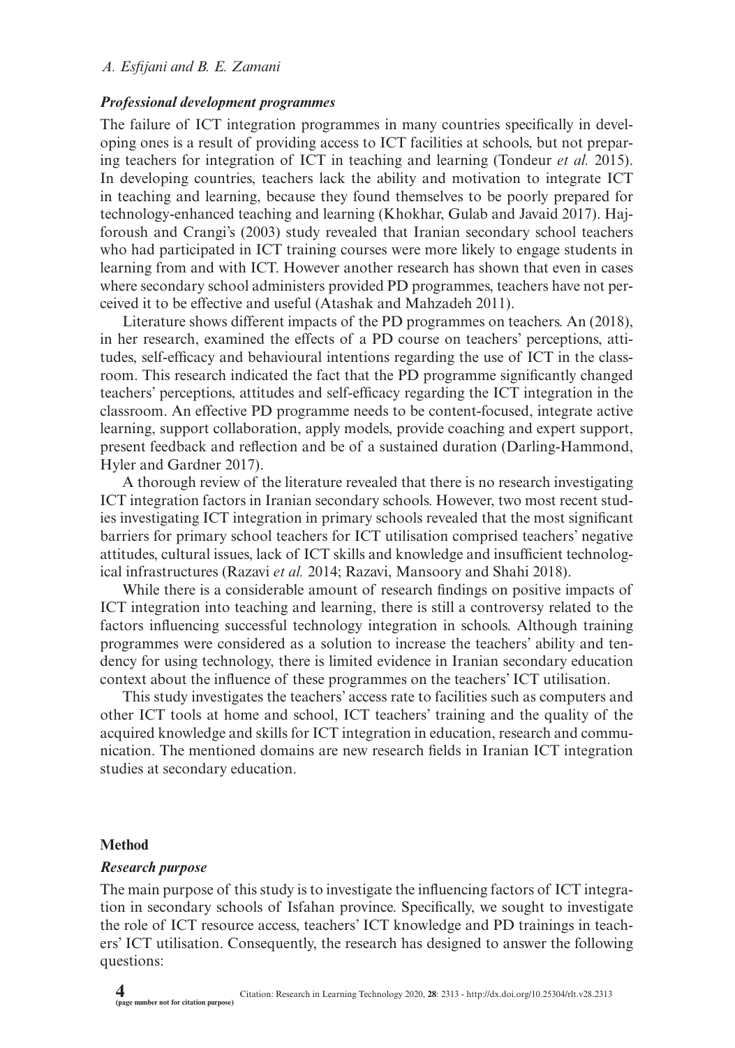### *Professional development programmes*

The failure of ICT integration programmes in many countries specifically in developing ones is a result of providing access to ICT facilities at schools, but not preparing teachers for integration of ICT in teaching and learning (Tondeur *et al.* 2015). In developing countries, teachers lack the ability and motivation to integrate ICT in teaching and learning, because they found themselves to be poorly prepared for technology-enhanced teaching and learning (Khokhar, Gulab and Javaid 2017). Hajforoush and Crangi's (2003) study revealed that Iranian secondary school teachers who had participated in ICT training courses were more likely to engage students in learning from and with ICT. However another research has shown that even in cases where secondary school administers provided PD programmes, teachers have not perceived it to be effective and useful (Atashak and Mahzadeh 2011).

Literature shows different impacts of the PD programmes on teachers. An (2018), in her research, examined the effects of a PD course on teachers' perceptions, attitudes, self-efficacy and behavioural intentions regarding the use of ICT in the classroom. This research indicated the fact that the PD programme significantly changed teachers' perceptions, attitudes and self-efficacy regarding the ICT integration in the classroom. An effective PD programme needs to be content-focused, integrate active learning, support collaboration, apply models, provide coaching and expert support, present feedback and reflection and be of a sustained duration (Darling-Hammond, Hyler and Gardner 2017).

A thorough review of the literature revealed that there is no research investigating ICT integration factors in Iranian secondary schools. However, two most recent studies investigating ICT integration in primary schools revealed that the most significant barriers for primary school teachers for ICT utilisation comprised teachers' negative attitudes, cultural issues, lack of ICT skills and knowledge and insufficient technological infrastructures (Razavi *et al.* 2014; Razavi, Mansoory and Shahi 2018).

While there is a considerable amount of research findings on positive impacts of ICT integration into teaching and learning, there is still a controversy related to the factors influencing successful technology integration in schools. Although training programmes were considered as a solution to increase the teachers' ability and tendency for using technology, there is limited evidence in Iranian secondary education context about the influence of these programmes on the teachers' ICT utilisation.

This study investigates the teachers' access rate to facilities such as computers and other ICT tools at home and school, ICT teachers' training and the quality of the acquired knowledge and skills for ICT integration in education, research and communication. The mentioned domains are new research fields in Iranian ICT integration studies at secondary education.

## Method

### *Research purpose*

The main purpose of this study is to investigate the influencing factors of ICT integration in secondary schools of Isfahan province. Specifically, we sought to investigate the role of ICT resource access, teachers' ICT knowledge and PD trainings in teachers' ICT utilisation. Consequently, the research has designed to answer the following questions: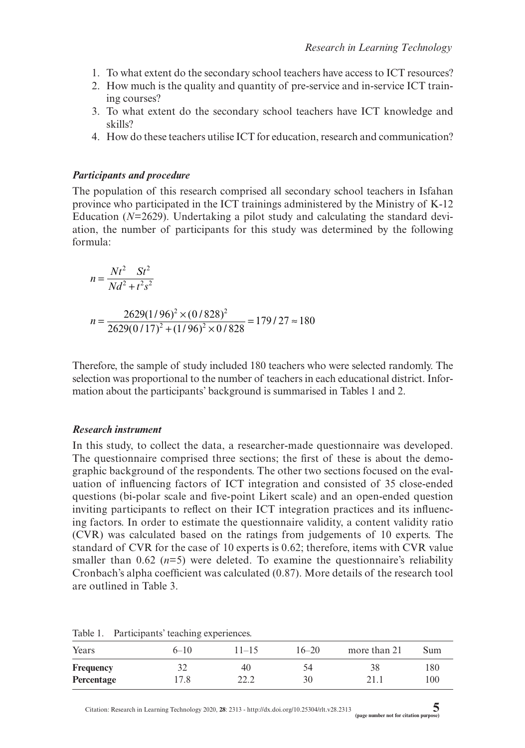1. To what extent do the secondary school teachers have access to ICT resources?
2. How much is the quality and quantity of pre-service and in-service ICT training courses?
3. To what extent do the secondary school teachers have ICT knowledge and skills?
4. How do these teachers utilise ICT for education, research and communication?

### *Participants and procedure*

The population of this research comprised all secondary school teachers in Isfahan province who participated in the ICT trainings administered by the Ministry of K-12 Education ($N$=2629). Undertaking a pilot study and calculating the standard deviation, the number of participants for this study was determined by the following formula:

$$n = \frac{Nt^2 \quad St^2}{Nd^2 + t^2 s^2}$$

$$n = \frac{2629(1/96)^2 \times (0/828)^2}{2629(0/17)^2 + (1/96)^2 \times 0/828} = 179/27 \approx 180$$

Therefore, the sample of study included 180 teachers who were selected randomly. The selection was proportional to the number of teachers in each educational district. Information about the participants' background is summarised in Tables 1 and 2.

### *Research instrument*

In this study, to collect the data, a researcher-made questionnaire was developed. The questionnaire comprised three sections; the first of these is about the demographic background of the respondents. The other two sections focused on the evaluation of influencing factors of ICT integration and consisted of 35 close-ended questions (bi-polar scale and five-point Likert scale) and an open-ended question inviting participants to reflect on their ICT integration practices and its influencing factors. In order to estimate the questionnaire validity, a content validity ratio (CVR) was calculated based on the ratings from judgements of 10 experts. The standard of CVR for the case of 10 experts is 0.62; therefore, items with CVR value smaller than 0.62 ($n$=5) were deleted. To examine the questionnaire's reliability Cronbach's alpha coefficient was calculated (0.87). More details of the research tool are outlined in Table 3.

Table 1. Participants' teaching experiences.

| Years | 6–10 | 11–15 | 16–20 | more than 21 | Sum |
|---|---|---|---|---|---|
| **Frequency** | 32 | 40 | 54 | 38 | 180 |
| **Percentage** | 17.8 | 22.2 | 30 | 21.1 | 100 |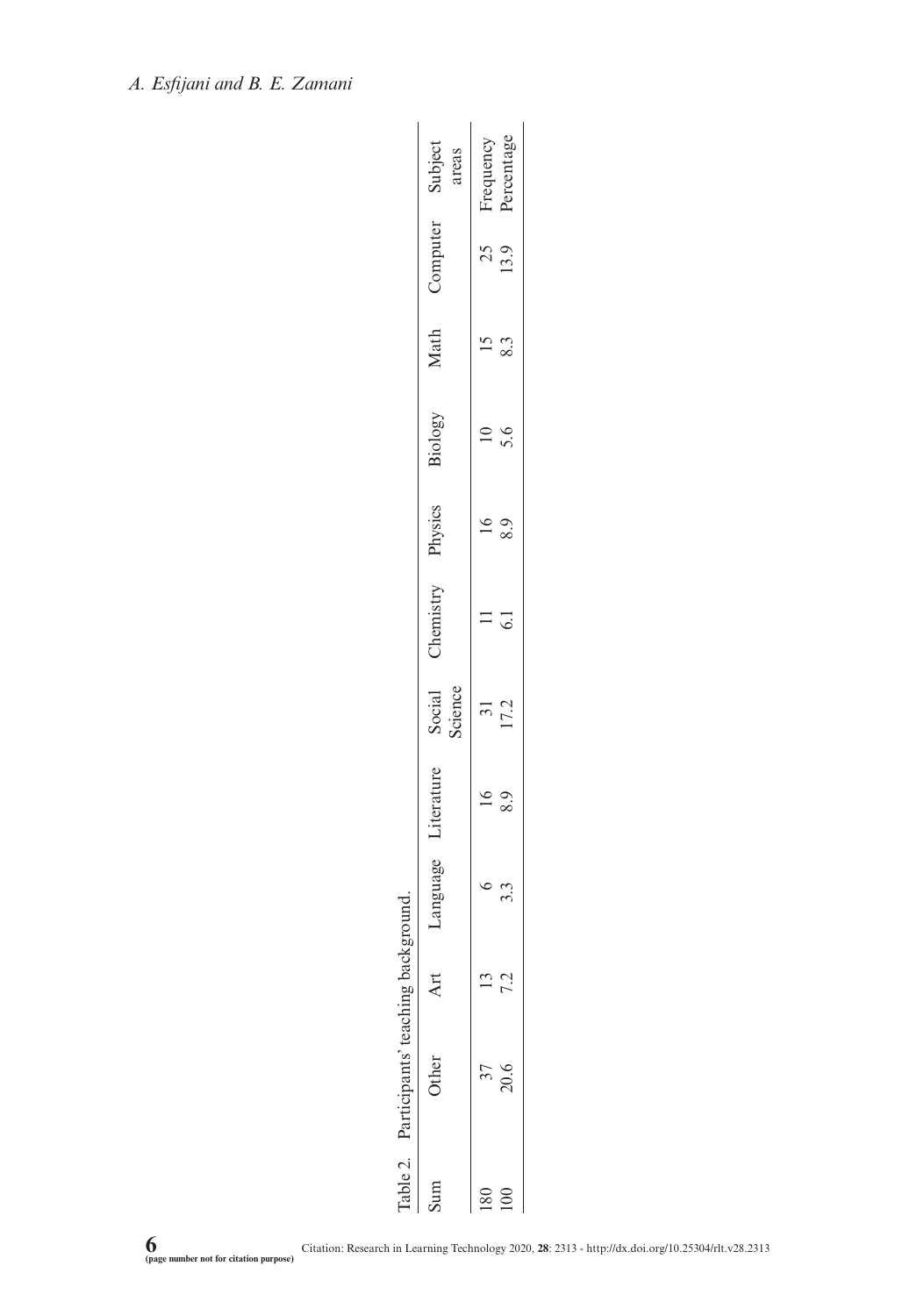Table 2. Participants' teaching background.

| Subject areas | Computer | Math | Biology | Physics | Chemistry | Social Science | Literature | Language | Art | Other | Sum |
|---|---|---|---|---|---|---|---|---|---|---|---|
| Frequency | 25 | 15 | 10 | 16 | 11 | 31 | 16 | 6 | 13 | 37 | 180 |
| Percentage | 13.9 | 8.3 | 5.6 | 8.9 | 6.1 | 17.2 | 8.9 | 3.3 | 7.2 | 20.6 | 100 |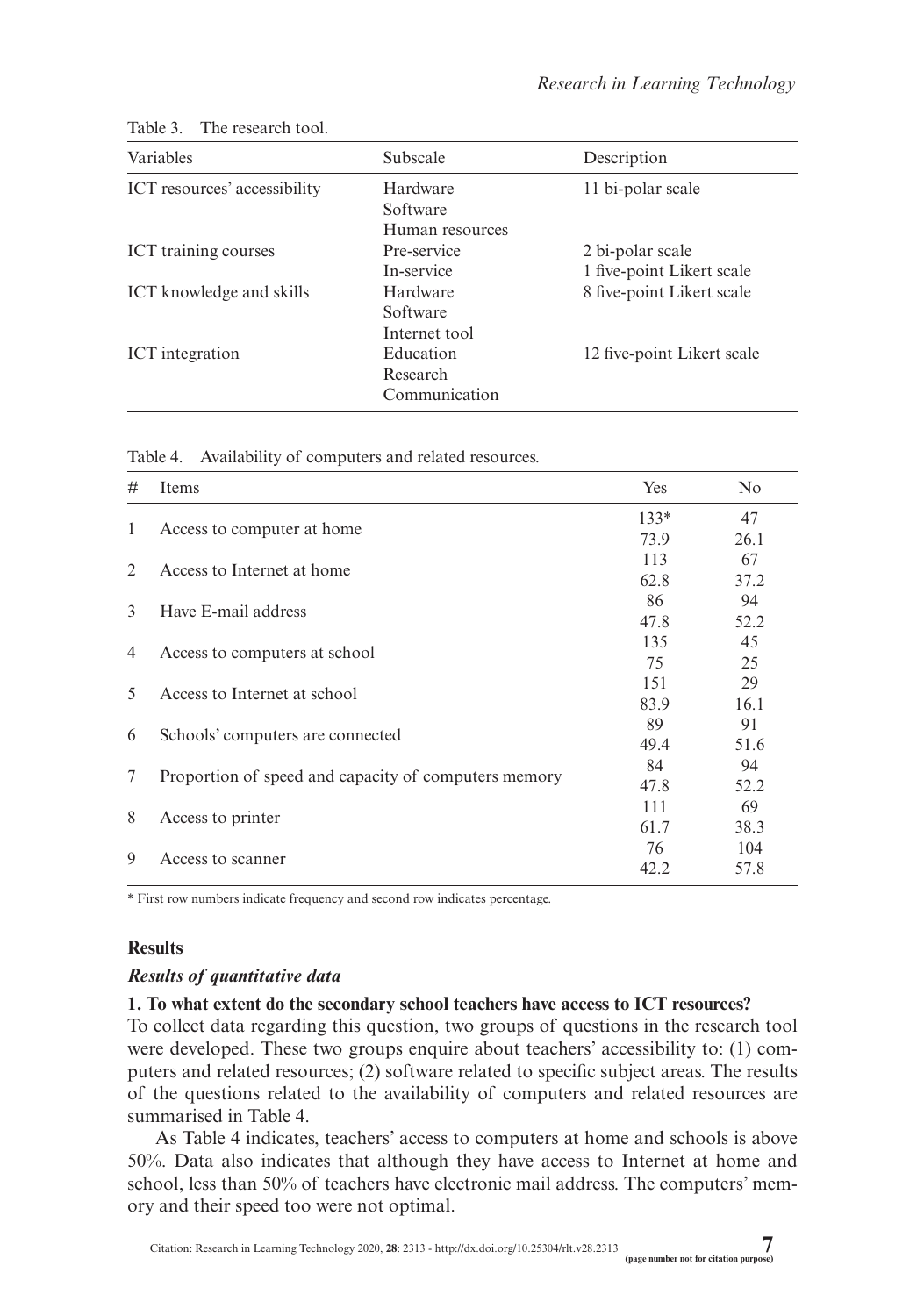Table 3. The research tool.

| Variables | Subscale | Description |
|---|---|---|
| ICT resources' accessibility | Hardware<br>Software<br>Human resources | 11 bi-polar scale |
| ICT training courses | Pre-service<br>In-service | 2 bi-polar scale<br>1 five-point Likert scale |
| ICT knowledge and skills | Hardware<br>Software<br>Internet tool | 8 five-point Likert scale |
| ICT integration | Education<br>Research<br>Communication | 12 five-point Likert scale |

Table 4. Availability of computers and related resources.

| # | Items | Yes | No |
|---|---|---|---|
| 1 | Access to computer at home | 133*<br>73.9 | 47<br>26.1 |
| 2 | Access to Internet at home | 113<br>62.8 | 67<br>37.2 |
| 3 | Have E-mail address | 86<br>47.8 | 94<br>52.2 |
| 4 | Access to computers at school | 135<br>75 | 45<br>25 |
| 5 | Access to Internet at school | 151<br>83.9 | 29<br>16.1 |
| 6 | Schools' computers are connected | 89<br>49.4 | 91<br>51.6 |
| 7 | Proportion of speed and capacity of computers memory | 84<br>47.8 | 94<br>52.2 |
| 8 | Access to printer | 111<br>61.7 | 69<br>38.3 |
| 9 | Access to scanner | 76<br>42.2 | 104<br>57.8 |

* First row numbers indicate frequency and second row indicates percentage.

## Results

### *Results of quantitative data*

**1. To what extent do the secondary school teachers have access to ICT resources?**

To collect data regarding this question, two groups of questions in the research tool were developed. These two groups enquire about teachers' accessibility to: (1) computers and related resources; (2) software related to specific subject areas. The results of the questions related to the availability of computers and related resources are summarised in Table 4.

As Table 4 indicates, teachers' access to computers at home and schools is above 50%. Data also indicates that although they have access to Internet at home and school, less than 50% of teachers have electronic mail address. The computers' memory and their speed too were not optimal.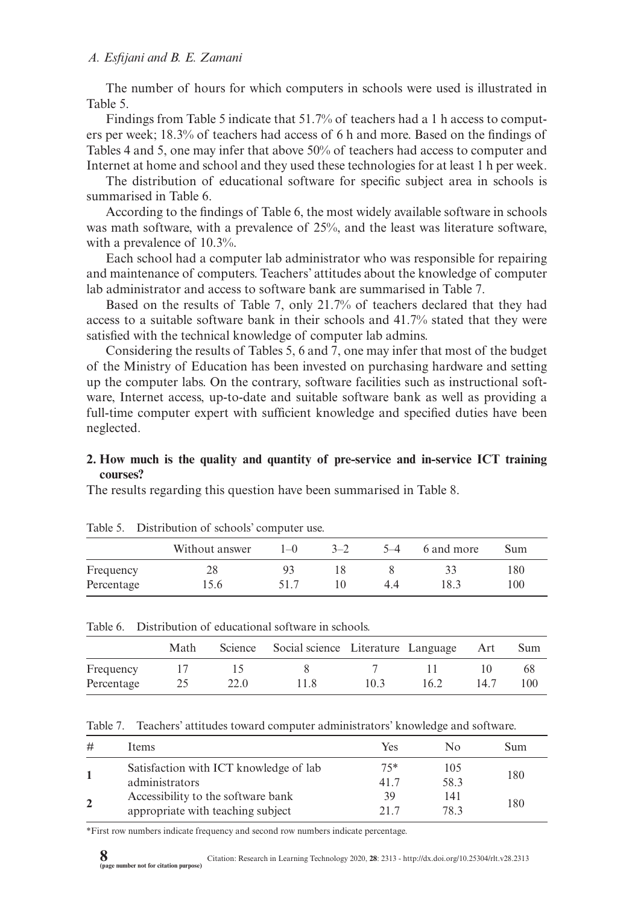The number of hours for which computers in schools were used is illustrated in Table 5.

Findings from Table 5 indicate that 51.7% of teachers had a 1 h access to computers per week; 18.3% of teachers had access of 6 h and more. Based on the findings of Tables 4 and 5, one may infer that above 50% of teachers had access to computer and Internet at home and school and they used these technologies for at least 1 h per week.

The distribution of educational software for specific subject area in schools is summarised in Table 6.

According to the findings of Table 6, the most widely available software in schools was math software, with a prevalence of 25%, and the least was literature software, with a prevalence of 10.3%.

Each school had a computer lab administrator who was responsible for repairing and maintenance of computers. Teachers' attitudes about the knowledge of computer lab administrator and access to software bank are summarised in Table 7.

Based on the results of Table 7, only 21.7% of teachers declared that they had access to a suitable software bank in their schools and 41.7% stated that they were satisfied with the technical knowledge of computer lab admins.

Considering the results of Tables 5, 6 and 7, one may infer that most of the budget of the Ministry of Education has been invested on purchasing hardware and setting up the computer labs. On the contrary, software facilities such as instructional software, Internet access, up-to-date and suitable software bank as well as providing a full-time computer expert with sufficient knowledge and specified duties have been neglected.

**2. How much is the quality and quantity of pre-service and in-service ICT training courses?**

The results regarding this question have been summarised in Table 8.

Table 5. Distribution of schools' computer use.

| | Without answer | 1–0 | 3–2 | 5–4 | 6 and more | Sum |
|---|---|---|---|---|---|---|
| Frequency | 28 | 93 | 18 | 8 | 33 | 180 |
| Percentage | 15.6 | 51.7 | 10 | 4.4 | 18.3 | 100 |

Table 6. Distribution of educational software in schools.

| | Math | Science | Social science | Literature | Language | Art | Sum |
|---|---|---|---|---|---|---|---|
| Frequency | 17 | 15 | 8 | 7 | 11 | 10 | 68 |
| Percentage | 25 | 22.0 | 11.8 | 10.3 | 16.2 | 14.7 | 100 |

Table 7. Teachers' attitudes toward computer administrators' knowledge and software.

| # | Items | Yes | No | Sum |
|---|---|---|---|---|
| **1** | Satisfaction with ICT knowledge of lab administrators | 75* | 105 | 180 |
| | | 41.7 | 58.3 | |
| **2** | Accessibility to the software bank appropriate with teaching subject | 39 | 141 | 180 |
| | | 21.7 | 78.3 | |

*First row numbers indicate frequency and second row numbers indicate percentage.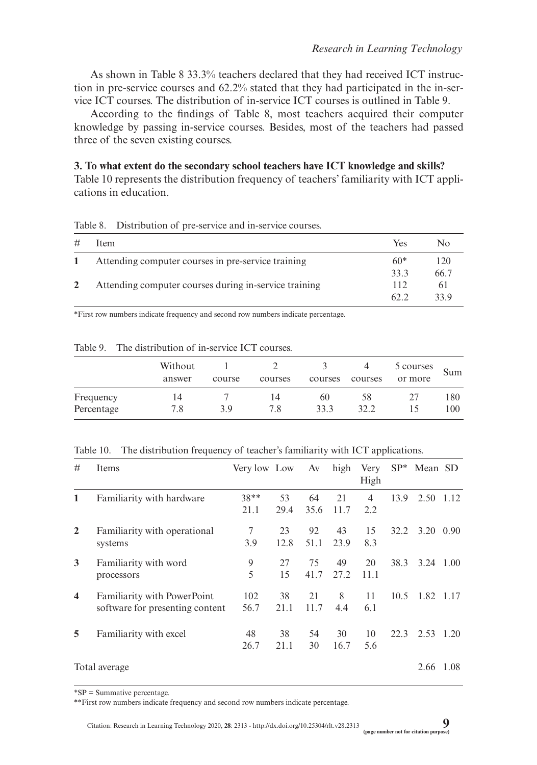As shown in Table 8 33.3% teachers declared that they had received ICT instruction in pre-service courses and 62.2% stated that they had participated in the in-service ICT courses. The distribution of in-service ICT courses is outlined in Table 9.

According to the findings of Table 8, most teachers acquired their computer knowledge by passing in-service courses. Besides, most of the teachers had passed three of the seven existing courses.

**3. To what extent do the secondary school teachers have ICT knowledge and skills?**

Table 10 represents the distribution frequency of teachers' familiarity with ICT applications in education.

Table 8. Distribution of pre-service and in-service courses.

| # | Item | Yes | No |
|---|---|---|---|
| 1 | Attending computer courses in pre-service training | 60* | 120 |
| | | 33.3 | 66.7 |
| 2 | Attending computer courses during in-service training | 112 | 61 |
| | | 62.2 | 33.9 |

*First row numbers indicate frequency and second row numbers indicate percentage.

Table 9. The distribution of in-service ICT courses.

| | Without answer | 1 course | 2 courses | 3 courses | 4 courses | 5 courses or more | Sum |
|---|---|---|---|---|---|---|---|
| Frequency | 14 | 7 | 14 | 60 | 58 | 27 | 180 |
| Percentage | 7.8 | 3.9 | 7.8 | 33.3 | 32.2 | 15 | 100 |

Table 10. The distribution frequency of teacher's familiarity with ICT applications.

| # | Items | Very low | Low | Av | high | Very High | SP* | Mean | SD |
|---|---|---|---|---|---|---|---|---|---|
| 1 | Familiarity with hardware | 38** | 53 | 64 | 21 | 4 | 13.9 | 2.50 | 1.12 |
| | | 21.1 | 29.4 | 35.6 | 11.7 | 2.2 | | | |
| 2 | Familiarity with operational systems | 7 | 23 | 92 | 43 | 15 | 32.2 | 3.20 | 0.90 |
| | | 3.9 | 12.8 | 51.1 | 23.9 | 8.3 | | | |
| 3 | Familiarity with word processors | 9 | 27 | 75 | 49 | 20 | 38.3 | 3.24 | 1.00 |
| | | 5 | 15 | 41.7 | 27.2 | 11.1 | | | |
| 4 | Familiarity with PowerPoint software for presenting content | 102 | 38 | 21 | 8 | 11 | 10.5 | 1.82 | 1.17 |
| | | 56.7 | 21.1 | 11.7 | 4.4 | 6.1 | | | |
| 5 | Familiarity with excel | 48 | 38 | 54 | 30 | 10 | 22.3 | 2.53 | 1.20 |
| | | 26.7 | 21.1 | 30 | 16.7 | 5.6 | | | |
| Total average | | | | | | | | 2.66 | 1.08 |

*SP = Summative percentage.

**First row numbers indicate frequency and second row numbers indicate percentage.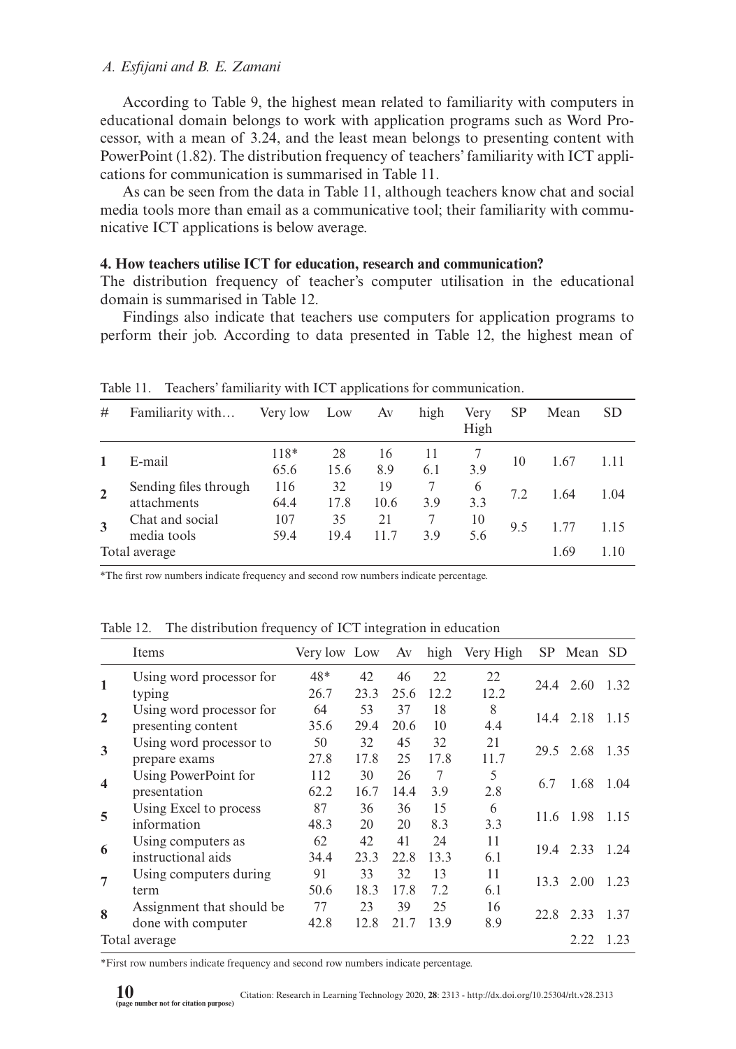According to Table 9, the highest mean related to familiarity with computers in educational domain belongs to work with application programs such as Word Processor, with a mean of 3.24, and the least mean belongs to presenting content with PowerPoint (1.82). The distribution frequency of teachers' familiarity with ICT applications for communication is summarised in Table 11.

As can be seen from the data in Table 11, although teachers know chat and social media tools more than email as a communicative tool; their familiarity with communicative ICT applications is below average.

**4. How teachers utilise ICT for education, research and communication?**

The distribution frequency of teacher's computer utilisation in the educational domain is summarised in Table 12.

Findings also indicate that teachers use computers for application programs to perform their job. According to data presented in Table 12, the highest mean of

Table 11. Teachers' familiarity with ICT applications for communication.

| # | Familiarity with… | Very low | Low | Av | high | Very High | SP | Mean | SD |
|---|---|---|---|---|---|---|---|---|---|
| 1 | E-mail | 118*<br>65.6 | 28<br>15.6 | 16<br>8.9 | 11<br>6.1 | 7<br>3.9 | 10 | 1.67 | 1.11 |
| 2 | Sending files through attachments | 116<br>64.4 | 32<br>17.8 | 19<br>10.6 | 7<br>3.9 | 6<br>3.3 | 7.2 | 1.64 | 1.04 |
| 3 | Chat and social media tools | 107<br>59.4 | 35<br>19.4 | 21<br>11.7 | 7<br>3.9 | 10<br>5.6 | 9.5 | 1.77 | 1.15 |
| Total average | | | | | | | | 1.69 | 1.10 |

*The first row numbers indicate frequency and second row numbers indicate percentage.

Table 12. The distribution frequency of ICT integration in education

| | Items | Very low | Low | Av | high | Very High | SP | Mean | SD |
|---|---|---|---|---|---|---|---|---|---|
| 1 | Using word processor for typing | 48*<br>26.7 | 42<br>23.3 | 46<br>25.6 | 22<br>12.2 | 22<br>12.2 | 24.4 | 2.60 | 1.32 |
| 2 | Using word processor for presenting content | 64<br>35.6 | 53<br>29.4 | 37<br>20.6 | 18<br>10 | 8<br>4.4 | 14.4 | 2.18 | 1.15 |
| 3 | Using word processor to prepare exams | 50<br>27.8 | 32<br>17.8 | 45<br>25 | 32<br>17.8 | 21<br>11.7 | 29.5 | 2.68 | 1.35 |
| 4 | Using PowerPoint for presentation | 112<br>62.2 | 30<br>16.7 | 26<br>14.4 | 7<br>3.9 | 5<br>2.8 | 6.7 | 1.68 | 1.04 |
| 5 | Using Excel to process information | 87<br>48.3 | 36<br>20 | 36<br>20 | 15<br>8.3 | 6<br>3.3 | 11.6 | 1.98 | 1.15 |
| 6 | Using computers as instructional aids | 62<br>34.4 | 42<br>23.3 | 41<br>22.8 | 24<br>13.3 | 11<br>6.1 | 19.4 | 2.33 | 1.24 |
| 7 | Using computers during term | 91<br>50.6 | 33<br>18.3 | 32<br>17.8 | 13<br>7.2 | 11<br>6.1 | 13.3 | 2.00 | 1.23 |
| 8 | Assignment that should be done with computer | 77<br>42.8 | 23<br>12.8 | 39<br>21.7 | 25<br>13.9 | 16<br>8.9 | 22.8 | 2.33 | 1.37 |
| Total average | | | | | | | | 2.22 | 1.23 |

*First row numbers indicate frequency and second row numbers indicate percentage.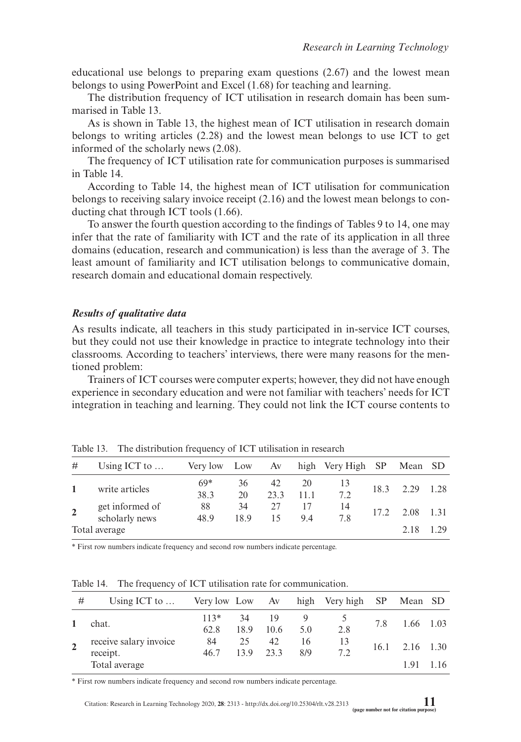educational use belongs to preparing exam questions (2.67) and the lowest mean belongs to using PowerPoint and Excel (1.68) for teaching and learning.

The distribution frequency of ICT utilisation in research domain has been summarised in Table 13.

As is shown in Table 13, the highest mean of ICT utilisation in research domain belongs to writing articles (2.28) and the lowest mean belongs to use ICT to get informed of the scholarly news (2.08).

The frequency of ICT utilisation rate for communication purposes is summarised in Table 14.

According to Table 14, the highest mean of ICT utilisation for communication belongs to receiving salary invoice receipt (2.16) and the lowest mean belongs to conducting chat through ICT tools (1.66).

To answer the fourth question according to the findings of Tables 9 to 14, one may infer that the rate of familiarity with ICT and the rate of its application in all three domains (education, research and communication) is less than the average of 3. The least amount of familiarity and ICT utilisation belongs to communicative domain, research domain and educational domain respectively.

### *Results of qualitative data*

As results indicate, all teachers in this study participated in in-service ICT courses, but they could not use their knowledge in practice to integrate technology into their classrooms. According to teachers' interviews, there were many reasons for the mentioned problem:

Trainers of ICT courses were computer experts; however, they did not have enough experience in secondary education and were not familiar with teachers' needs for ICT integration in teaching and learning. They could not link the ICT course contents to

Table 13. The distribution frequency of ICT utilisation in research

| # | Using ICT to … | Very low | Low | Av | high | Very High | SP | Mean | SD |
|---|---|---|---|---|---|---|---|---|---|
| 1 | write articles | 69*<br>38.3 | 36<br>20 | 42<br>23.3 | 20<br>11.1 | 13<br>7.2 | 18.3 | 2.29 | 1.28 |
| 2 | get informed of scholarly news | 88<br>48.9 | 34<br>18.9 | 27<br>15 | 17<br>9.4 | 14<br>7.8 | 17.2 | 2.08 | 1.31 |
| Total average | | | | | | | | 2.18 | 1.29 |

\* First row numbers indicate frequency and second row numbers indicate percentage.

Table 14. The frequency of ICT utilisation rate for communication.

| # | Using ICT to … | Very low | Low | Av | high | Very high | SP | Mean | SD |
|---|---|---|---|---|---|---|---|---|---|
| 1 | chat. | 113*<br>62.8 | 34<br>18.9 | 19<br>10.6 | 9<br>5.0 | 5<br>2.8 | 7.8 | 1.66 | 1.03 |
| 2 | receive salary invoice receipt. | 84<br>46.7 | 25<br>13.9 | 42<br>23.3 | 16<br>8/9 | 13<br>7.2 | 16.1 | 2.16 | 1.30 |
| | Total average | | | | | | | 1.91 | 1.16 |

\* First row numbers indicate frequency and second row numbers indicate percentage.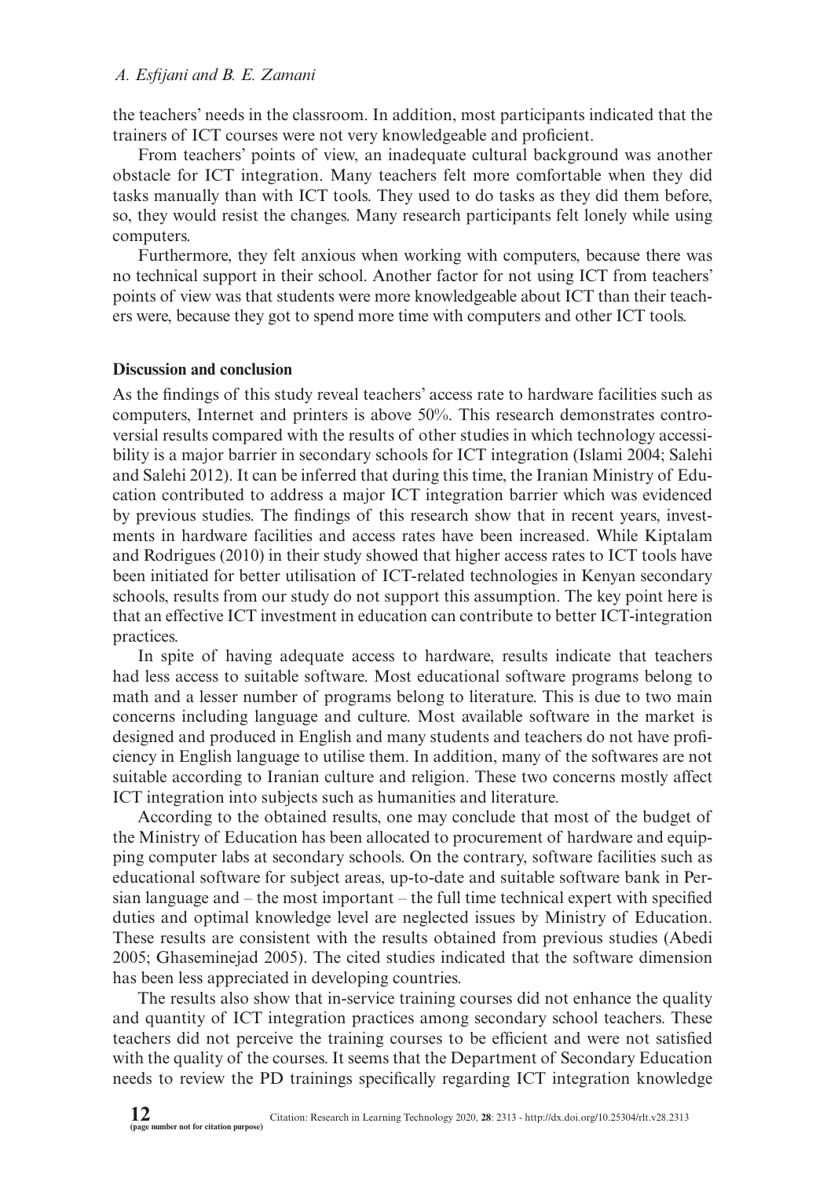the teachers' needs in the classroom. In addition, most participants indicated that the trainers of ICT courses were not very knowledgeable and proficient.

From teachers' points of view, an inadequate cultural background was another obstacle for ICT integration. Many teachers felt more comfortable when they did tasks manually than with ICT tools. They used to do tasks as they did them before, so, they would resist the changes. Many research participants felt lonely while using computers.

Furthermore, they felt anxious when working with computers, because there was no technical support in their school. Another factor for not using ICT from teachers' points of view was that students were more knowledgeable about ICT than their teachers were, because they got to spend more time with computers and other ICT tools.

## Discussion and conclusion

As the findings of this study reveal teachers' access rate to hardware facilities such as computers, Internet and printers is above 50%. This research demonstrates controversial results compared with the results of other studies in which technology accessibility is a major barrier in secondary schools for ICT integration (Islami 2004; Salehi and Salehi 2012). It can be inferred that during this time, the Iranian Ministry of Education contributed to address a major ICT integration barrier which was evidenced by previous studies. The findings of this research show that in recent years, investments in hardware facilities and access rates have been increased. While Kiptalam and Rodrigues (2010) in their study showed that higher access rates to ICT tools have been initiated for better utilisation of ICT-related technologies in Kenyan secondary schools, results from our study do not support this assumption. The key point here is that an effective ICT investment in education can contribute to better ICT-integration practices.

In spite of having adequate access to hardware, results indicate that teachers had less access to suitable software. Most educational software programs belong to math and a lesser number of programs belong to literature. This is due to two main concerns including language and culture. Most available software in the market is designed and produced in English and many students and teachers do not have proficiency in English language to utilise them. In addition, many of the softwares are not suitable according to Iranian culture and religion. These two concerns mostly affect ICT integration into subjects such as humanities and literature.

According to the obtained results, one may conclude that most of the budget of the Ministry of Education has been allocated to procurement of hardware and equipping computer labs at secondary schools. On the contrary, software facilities such as educational software for subject areas, up-to-date and suitable software bank in Persian language and – the most important – the full time technical expert with specified duties and optimal knowledge level are neglected issues by Ministry of Education. These results are consistent with the results obtained from previous studies (Abedi 2005; Ghaseminejad 2005). The cited studies indicated that the software dimension has been less appreciated in developing countries.

The results also show that in-service training courses did not enhance the quality and quantity of ICT integration practices among secondary school teachers. These teachers did not perceive the training courses to be efficient and were not satisfied with the quality of the courses. It seems that the Department of Secondary Education needs to review the PD trainings specifically regarding ICT integration knowledge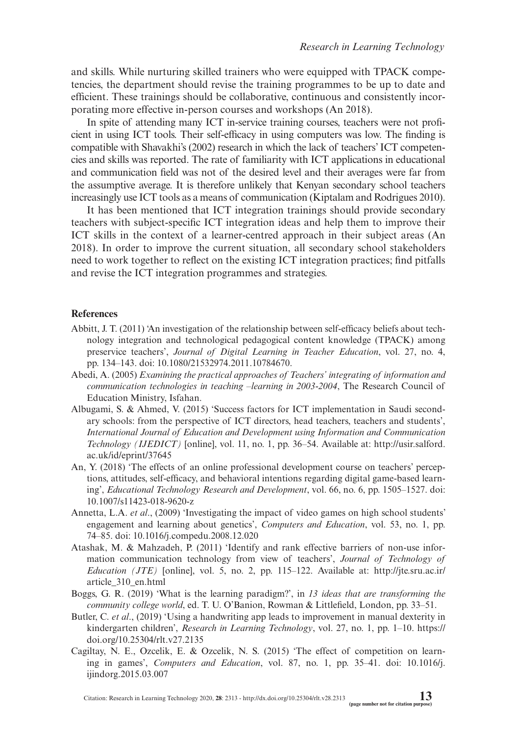and skills. While nurturing skilled trainers who were equipped with TPACK competencies, the department should revise the training programmes to be up to date and efficient. These trainings should be collaborative, continuous and consistently incorporating more effective in-person courses and workshops (An 2018).

In spite of attending many ICT in-service training courses, teachers were not proficient in using ICT tools. Their self-efficacy in using computers was low. The finding is compatible with Shavakhi's (2002) research in which the lack of teachers' ICT competencies and skills was reported. The rate of familiarity with ICT applications in educational and communication field was not of the desired level and their averages were far from the assumptive average. It is therefore unlikely that Kenyan secondary school teachers increasingly use ICT tools as a means of communication (Kiptalam and Rodrigues 2010).

It has been mentioned that ICT integration trainings should provide secondary teachers with subject-specific ICT integration ideas and help them to improve their ICT skills in the context of a learner-centred approach in their subject areas (An 2018). In order to improve the current situation, all secondary school stakeholders need to work together to reflect on the existing ICT integration practices; find pitfalls and revise the ICT integration programmes and strategies.

## References

Abbitt, J. T. (2011) 'An investigation of the relationship between self-efficacy beliefs about technology integration and technological pedagogical content knowledge (TPACK) among preservice teachers', *Journal of Digital Learning in Teacher Education*, vol. 27, no. 4, pp. 134–143. doi: 10.1080/21532974.2011.10784670.

Abedi, A. (2005) *Examining the practical approaches of Teachers' integrating of information and communication technologies in teaching –learning in 2003-2004*, The Research Council of Education Ministry, Isfahan.

Albugami, S. & Ahmed, V. (2015) 'Success factors for ICT implementation in Saudi secondary schools: from the perspective of ICT directors, head teachers, teachers and students', *International Journal of Education and Development using Information and Communication Technology (IJEDICT)* [online], vol. 11, no. 1, pp. 36–54. Available at: http://usir.salford.ac.uk/id/eprint/37645

An, Y. (2018) 'The effects of an online professional development course on teachers' perceptions, attitudes, self-efficacy, and behavioral intentions regarding digital game-based learning', *Educational Technology Research and Development*, vol. 66, no. 6, pp. 1505–1527. doi: 10.1007/s11423-018-9620-z

Annetta, L.A. *et al*., (2009) 'Investigating the impact of video games on high school students' engagement and learning about genetics', *Computers and Education*, vol. 53, no. 1, pp. 74–85. doi: 10.1016/j.compedu.2008.12.020

Atashak, M. & Mahzadeh, P. (2011) 'Identify and rank effective barriers of non-use information communication technology from view of teachers', *Journal of Technology of Education (JTE)* [online], vol. 5, no. 2, pp. 115–122. Available at: http://jte.sru.ac.ir/article_310_en.html

Boggs, G. R. (2019) 'What is the learning paradigm?', in *13 ideas that are transforming the community college world*, ed. T. U. O'Banion, Rowman & Littlefield, London, pp. 33–51.

Butler, C. *et al*., (2019) 'Using a handwriting app leads to improvement in manual dexterity in kindergarten children', *Research in Learning Technology*, vol. 27, no. 1, pp. 1–10. https://doi.org/10.25304/rlt.v27.2135

Cagiltay, N. E., Ozcelik, E. & Ozcelik, N. S. (2015) 'The effect of competition on learning in games', *Computers and Education*, vol. 87, no. 1, pp. 35–41. doi: 10.1016/j.ijindorg.2015.03.007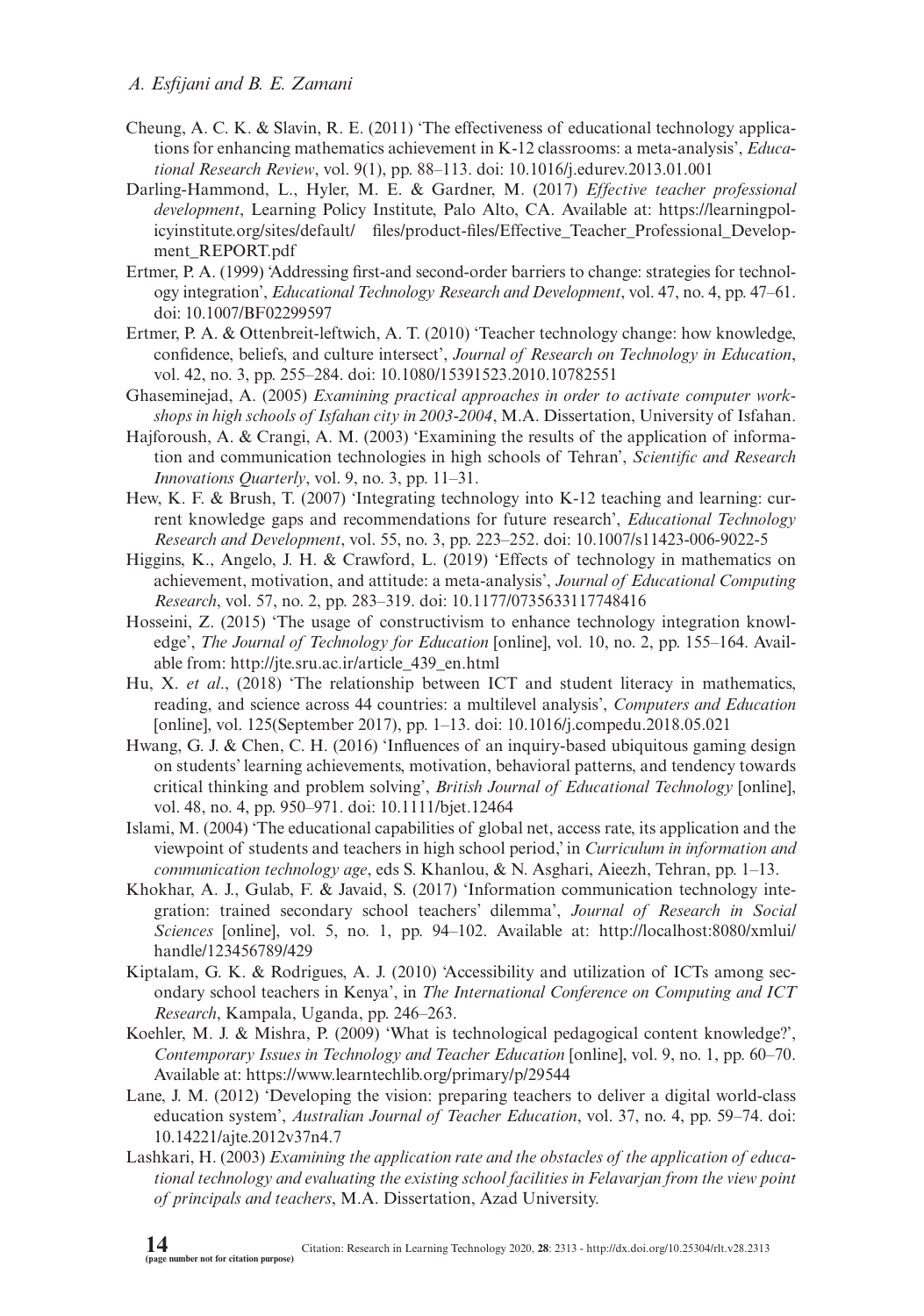Cheung, A. C. K. & Slavin, R. E. (2011) 'The effectiveness of educational technology applications for enhancing mathematics achievement in K-12 classrooms: a meta-analysis', *Educational Research Review*, vol. 9(1), pp. 88–113. doi: 10.1016/j.edurev.2013.01.001

Darling-Hammond, L., Hyler, M. E. & Gardner, M. (2017) *Effective teacher professional development*, Learning Policy Institute, Palo Alto, CA. Available at: https://learningpolicyinstitute.org/sites/default/ files/product-files/Effective_Teacher_Professional_Development_REPORT.pdf

Ertmer, P. A. (1999) 'Addressing first-and second-order barriers to change: strategies for technology integration', *Educational Technology Research and Development*, vol. 47, no. 4, pp. 47–61. doi: 10.1007/BF02299597

Ertmer, P. A. & Ottenbreit-leftwich, A. T. (2010) 'Teacher technology change: how knowledge, confidence, beliefs, and culture intersect', *Journal of Research on Technology in Education*, vol. 42, no. 3, pp. 255–284. doi: 10.1080/15391523.2010.10782551

Ghaseminejad, A. (2005) *Examining practical approaches in order to activate computer workshops in high schools of Isfahan city in 2003-2004*, M.A. Dissertation, University of Isfahan.

Hajforoush, A. & Crangi, A. M. (2003) 'Examining the results of the application of information and communication technologies in high schools of Tehran', *Scientific and Research Innovations Quarterly*, vol. 9, no. 3, pp. 11–31.

Hew, K. F. & Brush, T. (2007) 'Integrating technology into K-12 teaching and learning: current knowledge gaps and recommendations for future research', *Educational Technology Research and Development*, vol. 55, no. 3, pp. 223–252. doi: 10.1007/s11423-006-9022-5

Higgins, K., Angelo, J. H. & Crawford, L. (2019) 'Effects of technology in mathematics on achievement, motivation, and attitude: a meta-analysis', *Journal of Educational Computing Research*, vol. 57, no. 2, pp. 283–319. doi: 10.1177/0735633117748416

Hosseini, Z. (2015) 'The usage of constructivism to enhance technology integration knowledge', *The Journal of Technology for Education* [online], vol. 10, no. 2, pp. 155–164. Available from: http://jte.sru.ac.ir/article_439_en.html

Hu, X. *et al*., (2018) 'The relationship between ICT and student literacy in mathematics, reading, and science across 44 countries: a multilevel analysis', *Computers and Education* [online], vol. 125(September 2017), pp. 1–13. doi: 10.1016/j.compedu.2018.05.021

Hwang, G. J. & Chen, C. H. (2016) 'Influences of an inquiry-based ubiquitous gaming design on students' learning achievements, motivation, behavioral patterns, and tendency towards critical thinking and problem solving', *British Journal of Educational Technology* [online], vol. 48, no. 4, pp. 950–971. doi: 10.1111/bjet.12464

Islami, M. (2004) 'The educational capabilities of global net, access rate, its application and the viewpoint of students and teachers in high school period,' in *Curriculum in information and communication technology age*, eds S. Khanlou, & N. Asghari, Aieezh, Tehran, pp. 1–13.

Khokhar, A. J., Gulab, F. & Javaid, S. (2017) 'Information communication technology integration: trained secondary school teachers' dilemma', *Journal of Research in Social Sciences* [online], vol. 5, no. 1, pp. 94–102. Available at: http://localhost:8080/xmlui/handle/123456789/429

Kiptalam, G. K. & Rodrigues, A. J. (2010) 'Accessibility and utilization of ICTs among secondary school teachers in Kenya', in *The International Conference on Computing and ICT Research*, Kampala, Uganda, pp. 246–263.

Koehler, M. J. & Mishra, P. (2009) 'What is technological pedagogical content knowledge?', *Contemporary Issues in Technology and Teacher Education* [online], vol. 9, no. 1, pp. 60–70. Available at: https://www.learntechlib.org/primary/p/29544

Lane, J. M. (2012) 'Developing the vision: preparing teachers to deliver a digital world-class education system', *Australian Journal of Teacher Education*, vol. 37, no. 4, pp. 59–74. doi: 10.14221/ajte.2012v37n4.7

Lashkari, H. (2003) *Examining the application rate and the obstacles of the application of educational technology and evaluating the existing school facilities in Felavarjan from the view point of principals and teachers*, M.A. Dissertation, Azad University.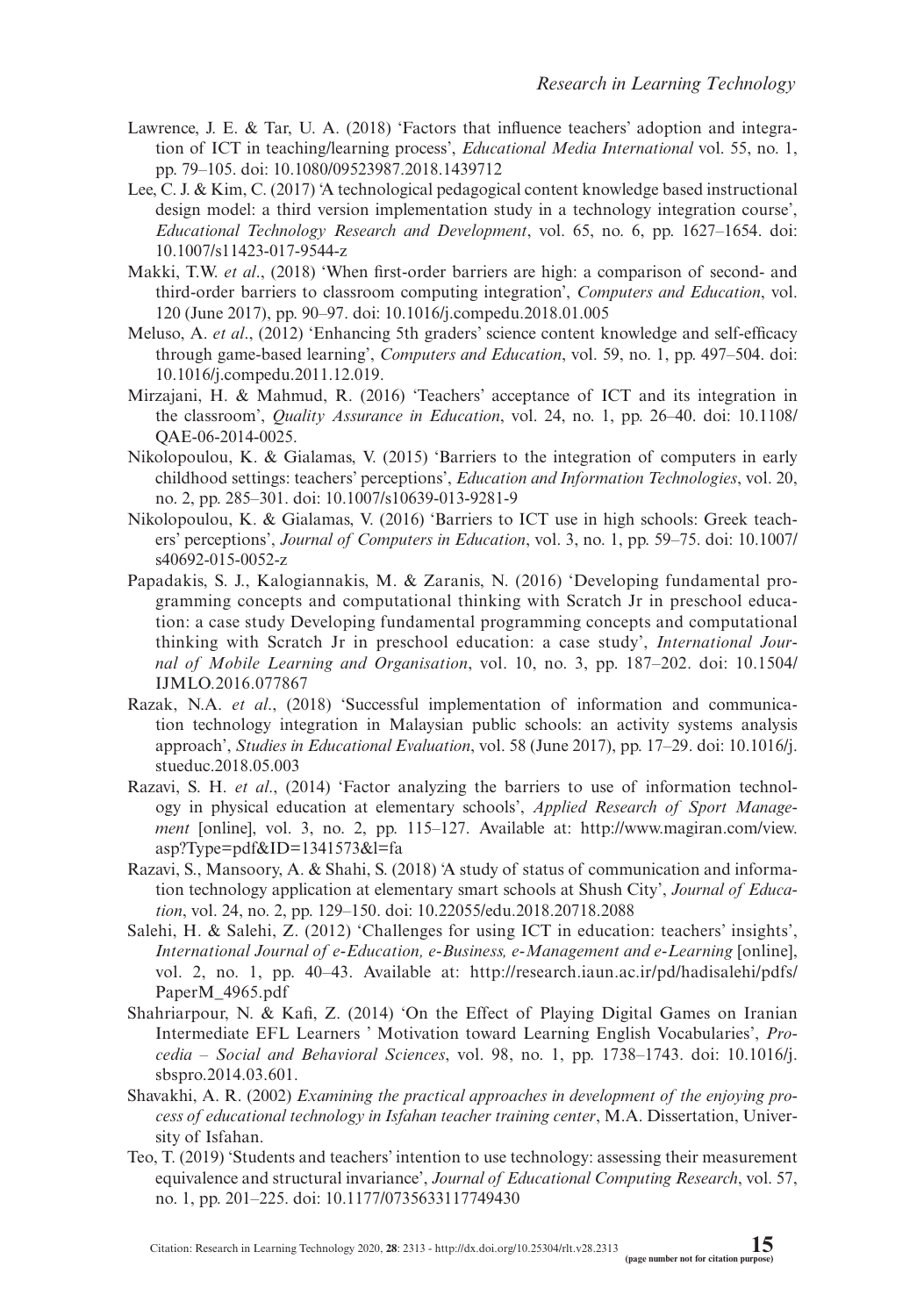Lawrence, J. E. & Tar, U. A. (2018) 'Factors that influence teachers' adoption and integration of ICT in teaching/learning process', *Educational Media International* vol. 55, no. 1, pp. 79–105. doi: 10.1080/09523987.2018.1439712

Lee, C. J. & Kim, C. (2017) 'A technological pedagogical content knowledge based instructional design model: a third version implementation study in a technology integration course', *Educational Technology Research and Development*, vol. 65, no. 6, pp. 1627–1654. doi: 10.1007/s11423-017-9544-z

Makki, T.W. *et al*., (2018) 'When first-order barriers are high: a comparison of second- and third-order barriers to classroom computing integration', *Computers and Education*, vol. 120 (June 2017), pp. 90–97. doi: 10.1016/j.compedu.2018.01.005

Meluso, A. *et al*., (2012) 'Enhancing 5th graders' science content knowledge and self-efficacy through game-based learning', *Computers and Education*, vol. 59, no. 1, pp. 497–504. doi: 10.1016/j.compedu.2011.12.019.

Mirzajani, H. & Mahmud, R. (2016) 'Teachers' acceptance of ICT and its integration in the classroom', *Quality Assurance in Education*, vol. 24, no. 1, pp. 26–40. doi: 10.1108/QAE-06-2014-0025.

Nikolopoulou, K. & Gialamas, V. (2015) 'Barriers to the integration of computers in early childhood settings: teachers' perceptions', *Education and Information Technologies*, vol. 20, no. 2, pp. 285–301. doi: 10.1007/s10639-013-9281-9

Nikolopoulou, K. & Gialamas, V. (2016) 'Barriers to ICT use in high schools: Greek teachers' perceptions', *Journal of Computers in Education*, vol. 3, no. 1, pp. 59–75. doi: 10.1007/s40692-015-0052-z

Papadakis, S. J., Kalogiannakis, M. & Zaranis, N. (2016) 'Developing fundamental programming concepts and computational thinking with Scratch Jr in preschool education: a case study Developing fundamental programming concepts and computational thinking with Scratch Jr in preschool education: a case study', *International Journal of Mobile Learning and Organisation*, vol. 10, no. 3, pp. 187–202. doi: 10.1504/IJMLO.2016.077867

Razak, N.A. *et al*., (2018) 'Successful implementation of information and communication technology integration in Malaysian public schools: an activity systems analysis approach', *Studies in Educational Evaluation*, vol. 58 (June 2017), pp. 17–29. doi: 10.1016/j.stueduc.2018.05.003

Razavi, S. H. *et al*., (2014) 'Factor analyzing the barriers to use of information technology in physical education at elementary schools', *Applied Research of Sport Management* [online], vol. 3, no. 2, pp. 115–127. Available at: http://www.magiran.com/view.asp?Type=pdf&ID=1341573&l=fa

Razavi, S., Mansoory, A. & Shahi, S. (2018) 'A study of status of communication and information technology application at elementary smart schools at Shush City', *Journal of Education*, vol. 24, no. 2, pp. 129–150. doi: 10.22055/edu.2018.20718.2088

Salehi, H. & Salehi, Z. (2012) 'Challenges for using ICT in education: teachers' insights', *International Journal of e-Education, e-Business, e-Management and e-Learning* [online], vol. 2, no. 1, pp. 40–43. Available at: http://research.iaun.ac.ir/pd/hadisalehi/pdfs/PaperM_4965.pdf

Shahriarpour, N. & Kafi, Z. (2014) 'On the Effect of Playing Digital Games on Iranian Intermediate EFL Learners ' Motivation toward Learning English Vocabularies', *Procedia – Social and Behavioral Sciences*, vol. 98, no. 1, pp. 1738–1743. doi: 10.1016/j.sbspro.2014.03.601.

Shavakhi, A. R. (2002) *Examining the practical approaches in development of the enjoying process of educational technology in Isfahan teacher training center*, M.A. Dissertation, University of Isfahan.

Teo, T. (2019) 'Students and teachers' intention to use technology: assessing their measurement equivalence and structural invariance', *Journal of Educational Computing Research*, vol. 57, no. 1, pp. 201–225. doi: 10.1177/0735633117749430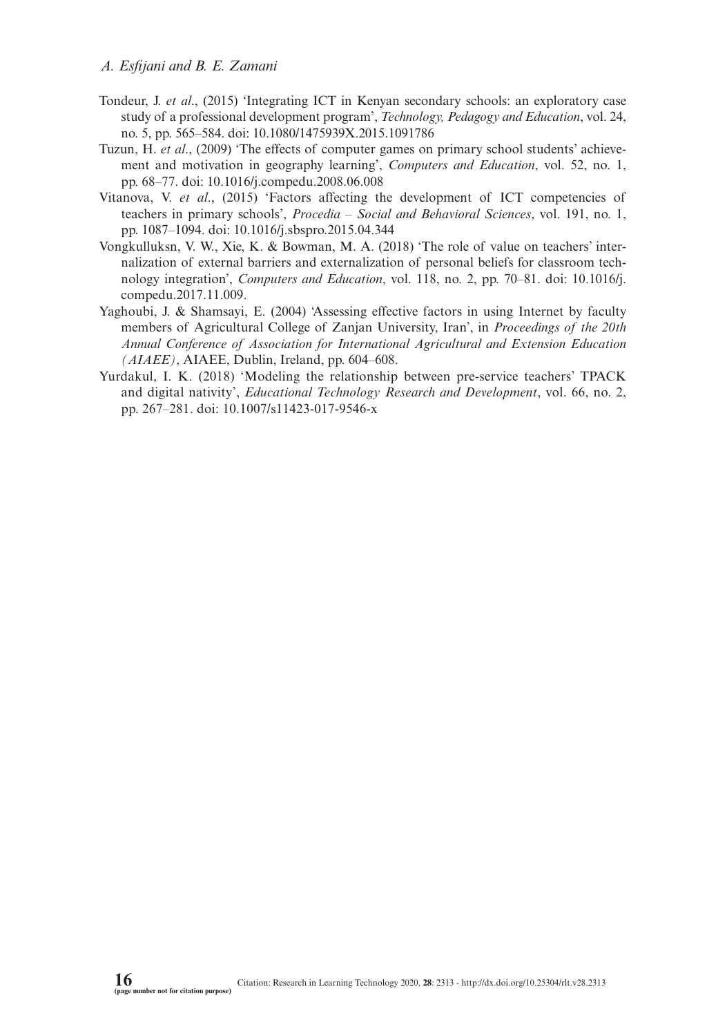Tondeur, J. *et al*., (2015) 'Integrating ICT in Kenyan secondary schools: an exploratory case study of a professional development program', *Technology, Pedagogy and Education*, vol. 24, no. 5, pp. 565–584. doi: 10.1080/1475939X.2015.1091786

Tuzun, H. *et al*., (2009) 'The effects of computer games on primary school students' achievement and motivation in geography learning', *Computers and Education*, vol. 52, no. 1, pp. 68–77. doi: 10.1016/j.compedu.2008.06.008

Vitanova, V. *et al*., (2015) 'Factors affecting the development of ICT competencies of teachers in primary schools', *Procedia – Social and Behavioral Sciences*, vol. 191, no. 1, pp. 1087–1094. doi: 10.1016/j.sbspro.2015.04.344

Vongkulluksn, V. W., Xie, K. & Bowman, M. A. (2018) 'The role of value on teachers' internalization of external barriers and externalization of personal beliefs for classroom technology integration', *Computers and Education*, vol. 118, no. 2, pp. 70–81. doi: 10.1016/j.compedu.2017.11.009.

Yaghoubi, J. & Shamsayi, E. (2004) 'Assessing effective factors in using Internet by faculty members of Agricultural College of Zanjan University, Iran', in *Proceedings of the 20th Annual Conference of Association for International Agricultural and Extension Education (AIAEE)*, AIAEE, Dublin, Ireland, pp. 604–608.

Yurdakul, I. K. (2018) 'Modeling the relationship between pre-service teachers' TPACK and digital nativity', *Educational Technology Research and Development*, vol. 66, no. 2, pp. 267–281. doi: 10.1007/s11423-017-9546-x